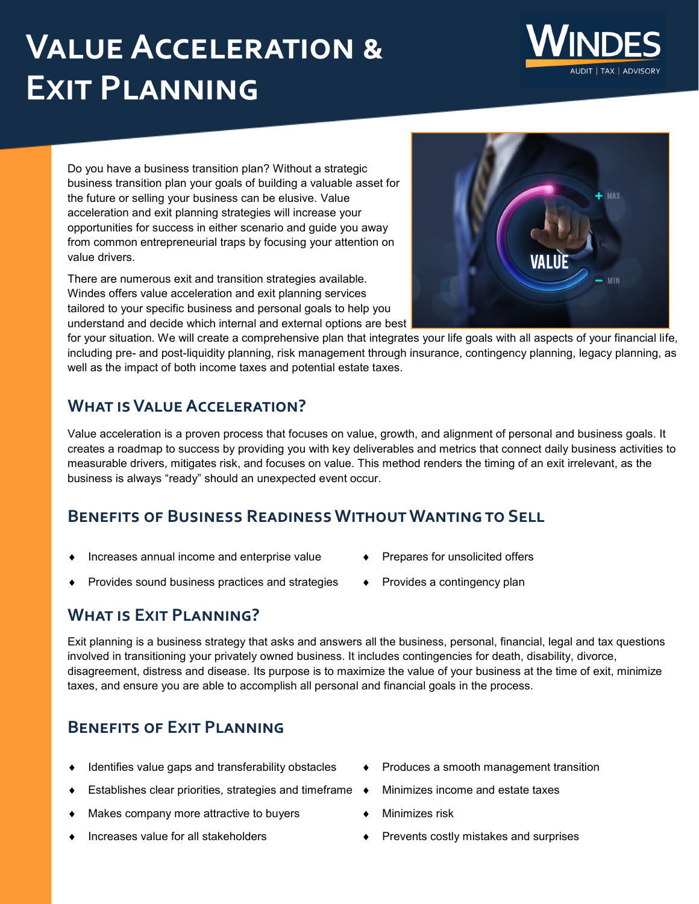# Value Acceleration & Exit Planning

WINDES
AUDIT | TAX | ADVISORY

Do you have a business transition plan? Without a strategic business transition plan your goals of building a valuable asset for the future or selling your business can be elusive. Value acceleration and exit planning strategies will increase your opportunities for success in either scenario and guide you away from common entrepreneurial traps by focusing your attention on value drivers.

There are numerous exit and transition strategies available. Windes offers value acceleration and exit planning services tailored to your specific business and personal goals to help you understand and decide which internal and external options are best for your situation. We will create a comprehensive plan that integrates your life goals with all aspects of your financial life, including pre- and post-liquidity planning, risk management through insurance, contingency planning, legacy planning, as well as the impact of both income taxes and potential estate taxes.

## What is Value Acceleration?

Value acceleration is a proven process that focuses on value, growth, and alignment of personal and business goals. It creates a roadmap to success by providing you with key deliverables and metrics that connect daily business activities to measurable drivers, mitigates risk, and focuses on value. This method renders the timing of an exit irrelevant, as the business is always "ready" should an unexpected event occur.

## Benefits of Business Readiness Without Wanting to Sell

- Increases annual income and enterprise value
- Provides sound business practices and strategies
- Prepares for unsolicited offers
- Provides a contingency plan

## What is Exit Planning?

Exit planning is a business strategy that asks and answers all the business, personal, financial, legal and tax questions involved in transitioning your privately owned business. It includes contingencies for death, disability, divorce, disagreement, distress and disease. Its purpose is to maximize the value of your business at the time of exit, minimize taxes, and ensure you are able to accomplish all personal and financial goals in the process.

## Benefits of Exit Planning

- Identifies value gaps and transferability obstacles
- Establishes clear priorities, strategies and timeframe
- Makes company more attractive to buyers
- Increases value for all stakeholders
- Produces a smooth management transition
- Minimizes income and estate taxes
- Minimizes risk
- Prevents costly mistakes and surprises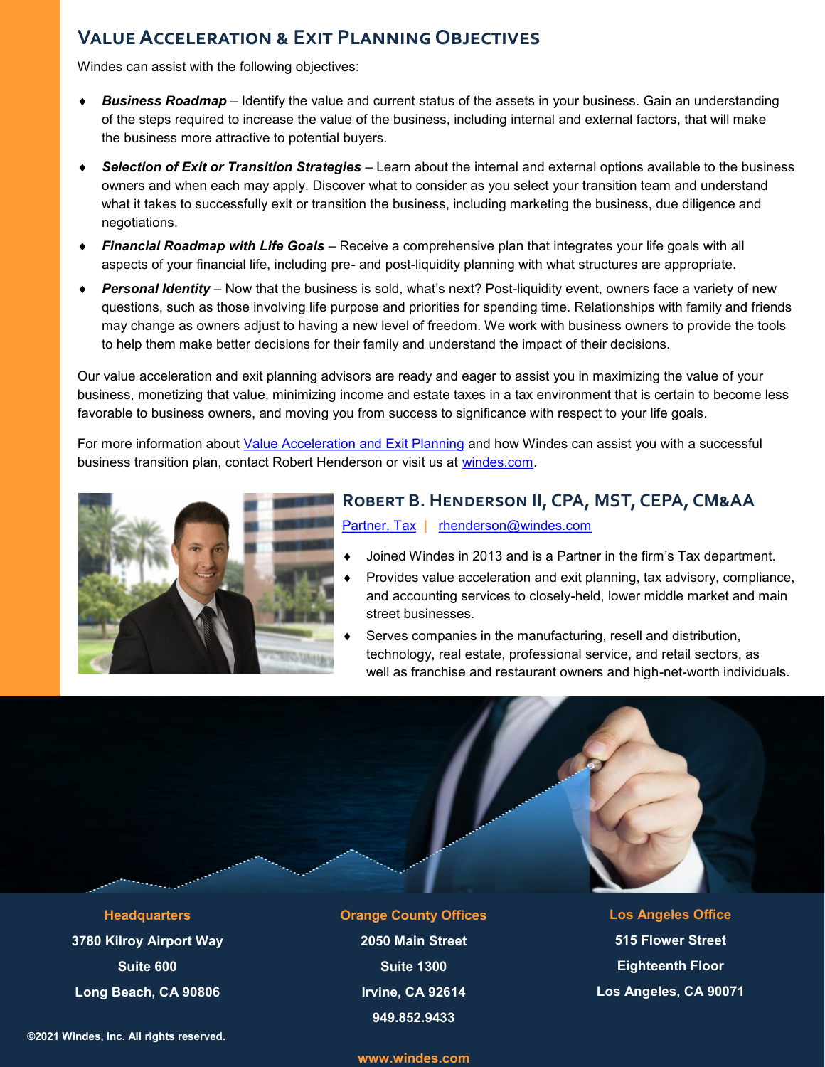## Value Acceleration & Exit Planning Objectives

Windes can assist with the following objectives:

- ***Business Roadmap*** – Identify the value and current status of the assets in your business. Gain an understanding of the steps required to increase the value of the business, including internal and external factors, that will make the business more attractive to potential buyers.
- ***Selection of Exit or Transition Strategies*** – Learn about the internal and external options available to the business owners and when each may apply. Discover what to consider as you select your transition team and understand what it takes to successfully exit or transition the business, including marketing the business, due diligence and negotiations.
- ***Financial Roadmap with Life Goals*** – Receive a comprehensive plan that integrates your life goals with all aspects of your financial life, including pre- and post-liquidity planning with what structures are appropriate.
- ***Personal Identity*** – Now that the business is sold, what's next? Post-liquidity event, owners face a variety of new questions, such as those involving life purpose and priorities for spending time. Relationships with family and friends may change as owners adjust to having a new level of freedom. We work with business owners to provide the tools to help them make better decisions for their family and understand the impact of their decisions.

Our value acceleration and exit planning advisors are ready and eager to assist you in maximizing the value of your business, monetizing that value, minimizing income and estate taxes in a tax environment that is certain to become less favorable to business owners, and moving you from success to significance with respect to your life goals.

For more information about Value Acceleration and Exit Planning and how Windes can assist you with a successful business transition plan, contact Robert Henderson or visit us at windes.com.

### Robert B. Henderson II, CPA, MST, CEPA, CM&AA

Partner, Tax | rhenderson@windes.com

- Joined Windes in 2013 and is a Partner in the firm's Tax department.
- Provides value acceleration and exit planning, tax advisory, compliance, and accounting services to closely-held, lower middle market and main street businesses.
- Serves companies in the manufacturing, resell and distribution, technology, real estate, professional service, and retail sectors, as well as franchise and restaurant owners and high-net-worth individuals.

**Headquarters**
3780 Kilroy Airport Way
Suite 600
Long Beach, CA 90806

**Orange County Offices**
2050 Main Street
Suite 1300
Irvine, CA 92614
949.852.9433

**Los Angeles Office**
515 Flower Street
Eighteenth Floor
Los Angeles, CA 90071

©2021 Windes, Inc. All rights reserved.

www.windes.com